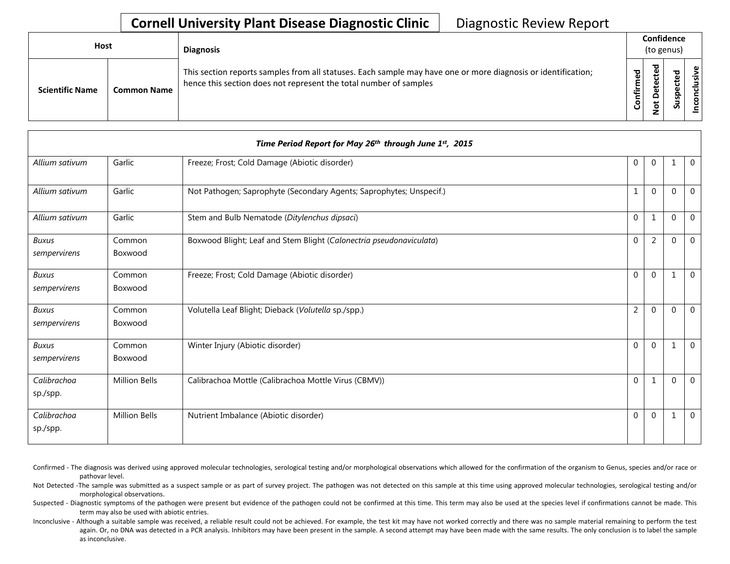# Cornell University Plant Disease Diagnostic Clinic

Diagnostic Review Report

| Host | | Diagnosis | Confidence (to genus) | | | |
|---|---|---|---|---|---|---|
| Scientific Name | Common Name | This section reports samples from all statuses. Each sample may have one or more diagnosis or identification; hence this section does not represent the total number of samples | Confirmed | Not Detected | Suspected | Inconclusive |

| *Time Period Report for May 26th through June 1st, 2015* | | | | | | |
|---|---|---|---|---|---|---|
| *Allium sativum* | Garlic | Freeze; Frost; Cold Damage (Abiotic disorder) | 0 | 0 | 1 | 0 |
| *Allium sativum* | Garlic | Not Pathogen; Saprophyte (Secondary Agents; Saprophytes; Unspecif.) | 1 | 0 | 0 | 0 |
| *Allium sativum* | Garlic | Stem and Bulb Nematode (*Ditylenchus dipsaci*) | 0 | 1 | 0 | 0 |
| *Buxus sempervirens* | Common Boxwood | Boxwood Blight; Leaf and Stem Blight (*Calonectria pseudonaviculata*) | 0 | 2 | 0 | 0 |
| *Buxus sempervirens* | Common Boxwood | Freeze; Frost; Cold Damage (Abiotic disorder) | 0 | 0 | 1 | 0 |
| *Buxus sempervirens* | Common Boxwood | Volutella Leaf Blight; Dieback (*Volutella* sp./spp.) | 2 | 0 | 0 | 0 |
| *Buxus sempervirens* | Common Boxwood | Winter Injury (Abiotic disorder) | 0 | 0 | 1 | 0 |
| *Calibrachoa* sp./spp. | Million Bells | Calibrachoa Mottle (Calibrachoa Mottle Virus (CBMV)) | 0 | 1 | 0 | 0 |
| *Calibrachoa* sp./spp. | Million Bells | Nutrient Imbalance (Abiotic disorder) | 0 | 0 | 1 | 0 |

Confirmed - The diagnosis was derived using approved molecular technologies, serological testing and/or morphological observations which allowed for the confirmation of the organism to Genus, species and/or race or pathovar level.

Not Detected -The sample was submitted as a suspect sample or as part of survey project. The pathogen was not detected on this sample at this time using approved molecular technologies, serological testing and/or morphological observations.

Suspected - Diagnostic symptoms of the pathogen were present but evidence of the pathogen could not be confirmed at this time. This term may also be used at the species level if confirmations cannot be made. This term may also be used with abiotic entries.

Inconclusive - Although a suitable sample was received, a reliable result could not be achieved. For example, the test kit may have not worked correctly and there was no sample material remaining to perform the test again. Or, no DNA was detected in a PCR analysis. Inhibitors may have been present in the sample. A second attempt may have been made with the same results. The only conclusion is to label the sample as inconclusive.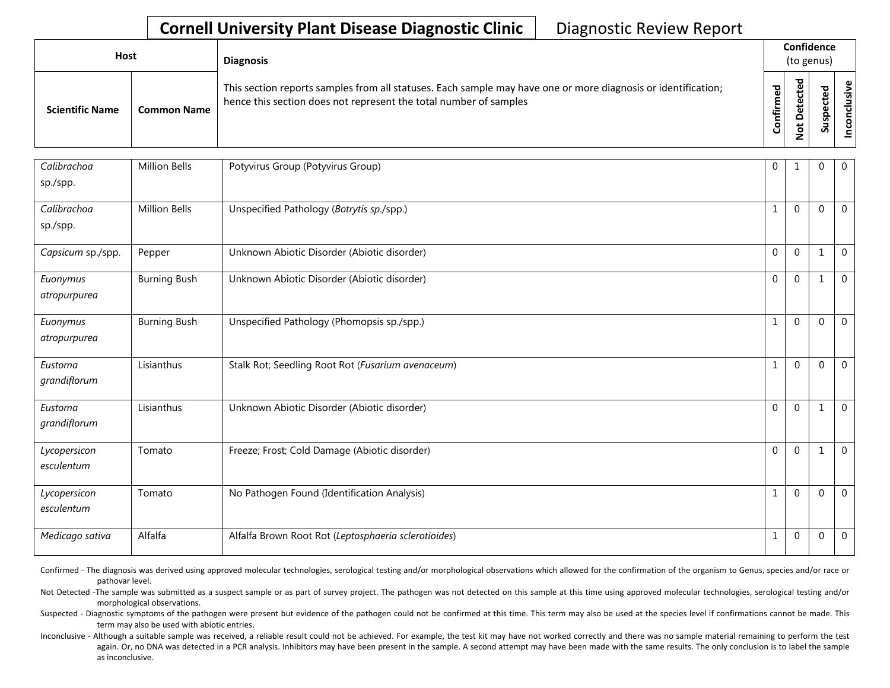## Cornell University Plant Disease Diagnostic Clinic — Diagnostic Review Report

| Host | | Diagnosis | Confidence (to genus) | | | |
|---|---|---|---|---|---|---|
| **Scientific Name** | **Common Name** | This section reports samples from all statuses. Each sample may have one or more diagnosis or identification; hence this section does not represent the total number of samples | **Confirmed** | **Not Detected** | **Suspected** | **Inconclusive** |
| *Calibrachoa* sp./spp. | Million Bells | Potyvirus Group (Potyvirus Group) | 0 | 1 | 0 | 0 |
| *Calibrachoa* sp./spp. | Million Bells | Unspecified Pathology (*Botrytis sp.*/spp.) | 1 | 0 | 0 | 0 |
| *Capsicum* sp./spp. | Pepper | Unknown Abiotic Disorder (Abiotic disorder) | 0 | 0 | 1 | 0 |
| *Euonymus atropurpurea* | Burning Bush | Unknown Abiotic Disorder (Abiotic disorder) | 0 | 0 | 1 | 0 |
| *Euonymus atropurpurea* | Burning Bush | Unspecified Pathology (Phomopsis sp./spp.) | 1 | 0 | 0 | 0 |
| *Eustoma grandiflorum* | Lisianthus | Stalk Rot; Seedling Root Rot (*Fusarium avenaceum*) | 1 | 0 | 0 | 0 |
| *Eustoma grandiflorum* | Lisianthus | Unknown Abiotic Disorder (Abiotic disorder) | 0 | 0 | 1 | 0 |
| *Lycopersicon esculentum* | Tomato | Freeze; Frost; Cold Damage (Abiotic disorder) | 0 | 0 | 1 | 0 |
| *Lycopersicon esculentum* | Tomato | No Pathogen Found (Identification Analysis) | 1 | 0 | 0 | 0 |
| *Medicago sativa* | Alfalfa | Alfalfa Brown Root Rot (*Leptosphaeria sclerotioides*) | 1 | 0 | 0 | 0 |

Confirmed - The diagnosis was derived using approved molecular technologies, serological testing and/or morphological observations which allowed for the confirmation of the organism to Genus, species and/or race or pathovar level.

Not Detected -The sample was submitted as a suspect sample or as part of survey project. The pathogen was not detected on this sample at this time using approved molecular technologies, serological testing and/or morphological observations.

Suspected - Diagnostic symptoms of the pathogen were present but evidence of the pathogen could not be confirmed at this time. This term may also be used at the species level if confirmations cannot be made. This term may also be used with abiotic entries.

Inconclusive - Although a suitable sample was received, a reliable result could not be achieved. For example, the test kit may have not worked correctly and there was no sample material remaining to perform the test again. Or, no DNA was detected in a PCR analysis. Inhibitors may have been present in the sample. A second attempt may have been made with the same results. The only conclusion is to label the sample as inconclusive.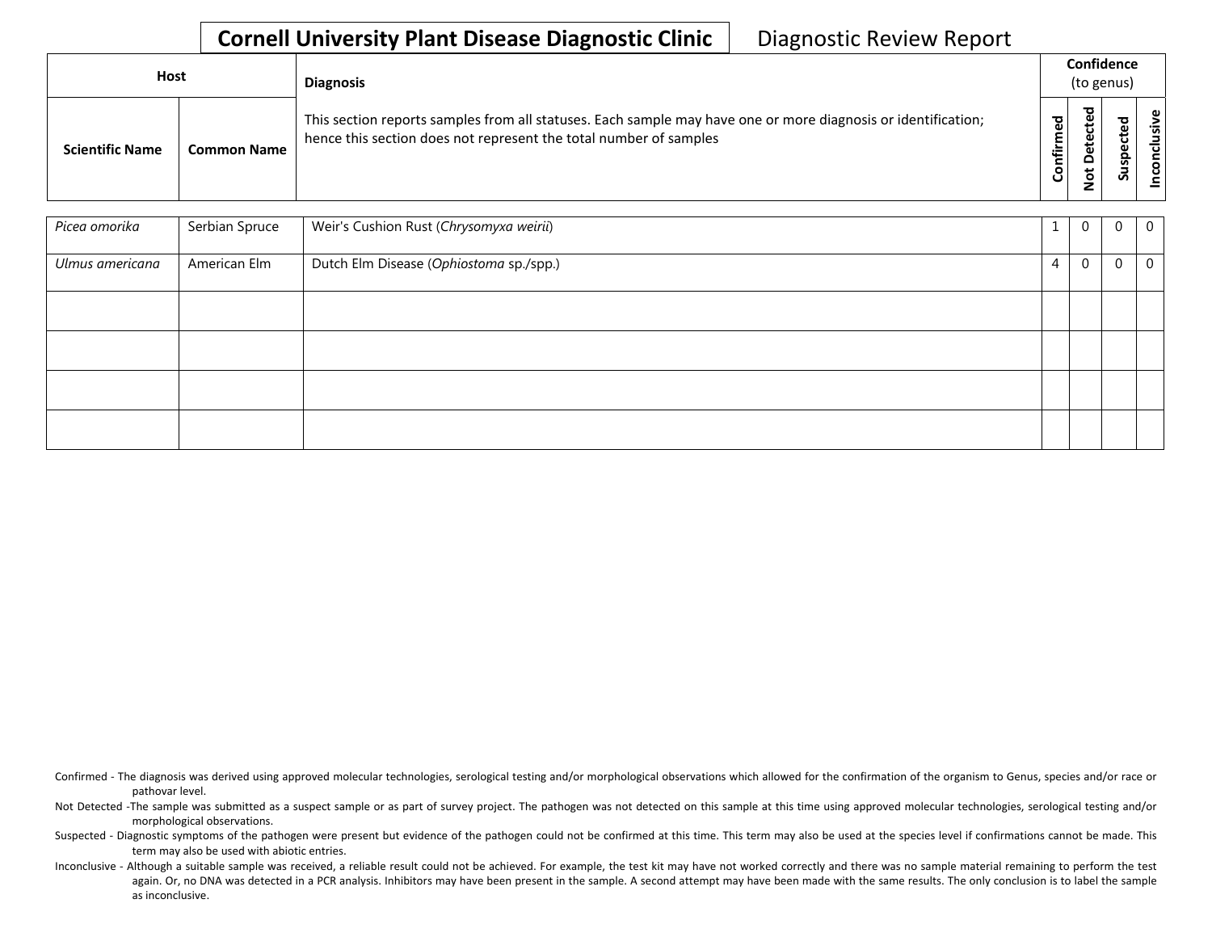**Cornell University Plant Disease Diagnostic Clinic** Diagnostic Review Report

| Host | | Diagnosis | Confidence (to genus) | | | |
|---|---|---|---|---|---|---|
| **Scientific Name** | **Common Name** | This section reports samples from all statuses. Each sample may have one or more diagnosis or identification; hence this section does not represent the total number of samples | **Confirmed** | **Not Detected** | **Suspected** | **Inconclusive** |
| *Picea omorika* | Serbian Spruce | Weir's Cushion Rust (*Chrysomyxa weirii*) | 1 | 0 | 0 | 0 |
| *Ulmus americana* | American Elm | Dutch Elm Disease (*Ophiostoma* sp./spp.) | 4 | 0 | 0 | 0 |
| | | | | | | |
| | | | | | | |
| | | | | | | |
| | | | | | | |

Confirmed - The diagnosis was derived using approved molecular technologies, serological testing and/or morphological observations which allowed for the confirmation of the organism to Genus, species and/or race or pathovar level.

Not Detected -The sample was submitted as a suspect sample or as part of survey project. The pathogen was not detected on this sample at this time using approved molecular technologies, serological testing and/or morphological observations.

Suspected - Diagnostic symptoms of the pathogen were present but evidence of the pathogen could not be confirmed at this time. This term may also be used at the species level if confirmations cannot be made. This term may also be used with abiotic entries.

Inconclusive - Although a suitable sample was received, a reliable result could not be achieved. For example, the test kit may have not worked correctly and there was no sample material remaining to perform the test again. Or, no DNA was detected in a PCR analysis. Inhibitors may have been present in the sample. A second attempt may have been made with the same results. The only conclusion is to label the sample as inconclusive.